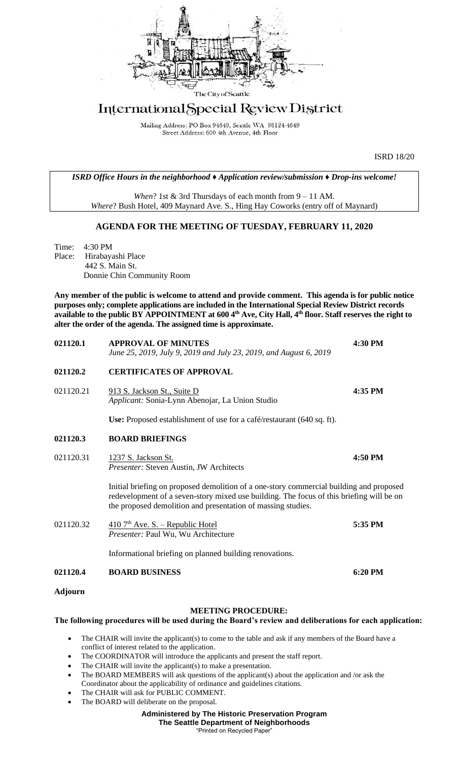The City of Seattle

# International Special Review District

Mailing Address: PO Box 94649, Seattle WA 98124-4649
Street Address: 600 4th Avenue, 4th Floor

ISRD 18/20

*ISRD Office Hours in the neighborhood ♦ Application review/submission ♦ Drop-ins welcome!*

*When*? 1st & 3rd Thursdays of each month from 9 – 11 AM.
*Where*? Bush Hotel, 409 Maynard Ave. S., Hing Hay Coworks (entry off of Maynard)

## AGENDA FOR THE MEETING OF TUESDAY, FEBRUARY 11, 2020

Time: 4:30 PM
Place: Hirabayashi Place
442 S. Main St.
Donnie Chin Community Room

**Any member of the public is welcome to attend and provide comment. This agenda is for public notice purposes only; complete applications are included in the International Special Review District records available to the public BY APPOINTMENT at 600 4th Ave, City Hall, 4th floor. Staff reserves the right to alter the order of the agenda. The assigned time is approximate.**

**021120.1 APPROVAL OF MINUTES** **4:30 PM**
*June 25, 2019, July 9, 2019 and July 23, 2019, and August 6, 2019*

**021120.2 CERTIFICATES OF APPROVAL**

021120.21 913 S. Jackson St., Suite D **4:35 PM**
*Applicant:* Sonia-Lynn Abenojar, La Union Studio

**Use:** Proposed establishment of use for a café/restaurant (640 sq. ft).

**021120.3 BOARD BRIEFINGS**

021120.31 1237 S. Jackson St. **4:50 PM**
*Presenter:* Steven Austin, JW Architects

Initial briefing on proposed demolition of a one-story commercial building and proposed redevelopment of a seven-story mixed use building. The focus of this briefing will be on the proposed demolition and presentation of massing studies.

021120.32 410 7th Ave. S. – Republic Hotel **5:35 PM**
*Presenter:* Paul Wu, Wu Architecture

Informational briefing on planned building renovations.

**021120.4 BOARD BUSINESS** **6:20 PM**

**Adjourn**

### MEETING PROCEDURE:

**The following procedures will be used during the Board's review and deliberations for each application:**

- The CHAIR will invite the applicant(s) to come to the table and ask if any members of the Board have a conflict of interest related to the application.
- The COORDINATOR will introduce the applicants and present the staff report.
- The CHAIR will invite the applicant(s) to make a presentation.
- The BOARD MEMBERS will ask questions of the applicant(s) about the application and /or ask the Coordinator about the applicability of ordinance and guidelines citations.
- The CHAIR will ask for PUBLIC COMMENT.
- The BOARD will deliberate on the proposal.

**Administered by The Historic Preservation Program**
**The Seattle Department of Neighborhoods**
"Printed on Recycled Paper"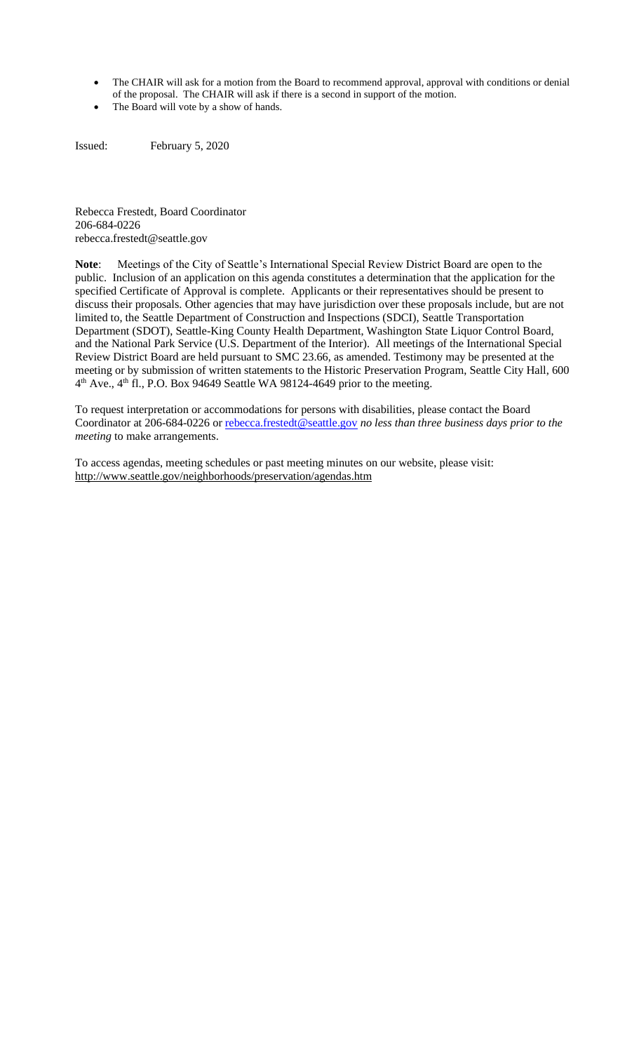- The CHAIR will ask for a motion from the Board to recommend approval, approval with conditions or denial of the proposal. The CHAIR will ask if there is a second in support of the motion.
- The Board will vote by a show of hands.

Issued: February 5, 2020

Rebecca Frestedt, Board Coordinator
206-684-0226
rebecca.frestedt@seattle.gov

**Note**: Meetings of the City of Seattle's International Special Review District Board are open to the public. Inclusion of an application on this agenda constitutes a determination that the application for the specified Certificate of Approval is complete. Applicants or their representatives should be present to discuss their proposals. Other agencies that may have jurisdiction over these proposals include, but are not limited to, the Seattle Department of Construction and Inspections (SDCI), Seattle Transportation Department (SDOT), Seattle-King County Health Department, Washington State Liquor Control Board, and the National Park Service (U.S. Department of the Interior). All meetings of the International Special Review District Board are held pursuant to SMC 23.66, as amended. Testimony may be presented at the meeting or by submission of written statements to the Historic Preservation Program, Seattle City Hall, 600 4th Ave., 4th fl., P.O. Box 94649 Seattle WA 98124-4649 prior to the meeting.

To request interpretation or accommodations for persons with disabilities, please contact the Board Coordinator at 206-684-0226 or rebecca.frestedt@seattle.gov *no less than three business days prior to the meeting* to make arrangements.

To access agendas, meeting schedules or past meeting minutes on our website, please visit: http://www.seattle.gov/neighborhoods/preservation/agendas.htm